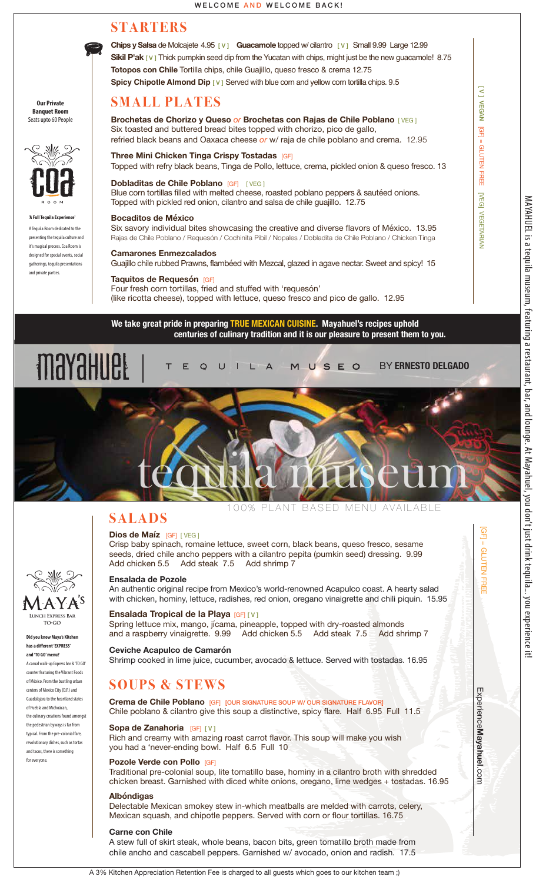WELCOME AND WELCOME BACK!

## STARTERS

**Chips y Salsa** de Molcajete 4.95 [ V ] **Guacamole** topped w/ cilantro [ V ] Small 9.99 Large 12.99

**Sikil P'ak** [ V ] Thick pumpkin seed dip from the Yucatan with chips, might just be the new guacamole! 8.75

**Totopos con Chile** Tortilla chips, chile Guajillo, queso fresco & crema 12.75

**Spicy Chipotle Almond Dip** [ V ] Served with blue corn and yellow corn tortilla chips. 9.5

## SMALL PLATES

**Brochetas de Chorizo y Queso** *or* **Brochetas con Rajas de Chile Poblano** [ VEG ]
Six toasted and buttered bread bites topped with chorizo, pico de gallo, refried black beans and Oaxaca cheese *or* w/ raja de chile poblano and crema. 12.95

**Three Mini Chicken Tinga Crispy Tostadas** [GF]
Topped with refry black beans, Tinga de Pollo, lettuce, crema, pickled onion & queso fresco. 13

**Dobladitas de Chile Poblano** [GF] [ VEG ]
Blue corn tortillas filled with melted cheese, roasted poblano peppers & sautéed onions. Topped with pickled red onion, cilantro and salsa de chile guajillo. 12.75

**Bocaditos de México**
Six savory individual bites showcasing the creative and diverse flavors of México. 13.95
Rajas de Chile Poblano / Requesón / Cochinita Pibil / Nopales / Dobladita de Chile Poblano / Chicken Tinga

**Camarones Enmezcalados**
Guajillo chile rubbed Prawns, flambéed with Mezcal, glazed in agave nectar. Sweet and spicy! 15

**Taquitos de Requesón** [GF]
Four fresh corn tortillas, fried and stuffed with 'requesón' (like ricotta cheese), topped with lettuce, queso fresco and pico de gallo. 12.95

[ V ] VEGAN [GF] = GLUTEN FREE [VEG] VEGETARIAN

**Our Private Banquet Room**
Seats upto 60 People

COA ROOM

**'A Full Tequila Experience'**
A Tequila Room dedicated to the presenting the tequila culture and it's magical process. Coa Room is designed for special events, social gatherings, tequila presentations and private parties.

**We take great pride in preparing TRUE MEXICAN CUISINE. Mayahuel's recipes uphold centuries of culinary tradition and it is our pleasure to present them to you.**

mayahuel | TEQUILA MUSEO BY **ERNESTO DELGADO**

tequila museum

100% PLANT BASED MENU AVAILABLE

## SALADS

**Dios de Maíz** [GF] [ VEG ]
Crisp baby spinach, romaine lettuce, sweet corn, black beans, queso fresco, sesame seeds, dried chile ancho peppers with a cilantro pepita (pumkin seed) dressing. 9.99
Add chicken 5.5 Add steak 7.5 Add shrimp 7

**Ensalada de Pozole**
An authentic original recipe from Mexico's world-renowned Acapulco coast. A hearty salad with chicken, hominy, lettuce, radishes, red onion, oregano vinaigrette and chili piquin. 15.95

**Ensalada Tropical de la Playa** [GF] [ V ]
Spring lettuce mix, mango, jícama, pineapple, topped with dry-roasted almonds and a raspberry vinaigrette. 9.99 Add chicken 5.5 Add steak 7.5 Add shrimp 7

**Ceviche Acapulco de Camarón**
Shrimp cooked in lime juice, cucumber, avocado & lettuce. Served with tostadas. 16.95

## SOUPS & STEWS

**Crema de Chile Poblano** [GF] [OUR SIGNATURE SOUP W/ OUR SIGNATURE FLAVOR]
Chile poblano & cilantro give this soup a distinctive, spicy flare. Half 6.95 Full 11.5

**Sopa de Zanahoria** [GF] [ V ]
Rich and creamy with amazing roast carrot flavor. This soup will make you wish you had a 'never-ending bowl. Half 6.5 Full 10

**Pozole Verde con Pollo** [GF]
Traditional pre-colonial soup, lite tomatillo base, hominy in a cilantro broth with shredded chicken breast. Garnished with diced white onions, oregano, lime wedges + tostadas. 16.95

**Albóndigas**
Delectable Mexican smokey stew in-which meatballs are melded with carrots, celery, Mexican squash, and chipotle peppers. Served with corn or flour tortillas. 16.75

**Carne con Chile**
A stew full of skirt steak, whole beans, bacon bits, green tomatillo broth made from chile ancho and cascabell peppers. Garnished w/ avocado, onion and radish. 17.5

[GF] = GLUTEN FREE

ExperienceMayahuel.com

MAYA'S LUNCH EXPRESS BAR TO-GO

**Did you know Maya's Kitchen has a different 'EXPRESS' and 'TO GO' menu?**
A casual walk-up Express bar & 'TO GO' counter featuring the Vibrant Foods of México. From the bustling urban centers of Mexico City (D.F.) and Guadalajara to the heartland states of Puebla and Michoácan, the culinary creations found amongst the pedestrian byways is far from typical. From the pre-colonial fare, revolutionary dishes, such as tortas and tacos, there is something for everyone.

MAYAHUEL is a tequila museum, featuring a restaurant, bar, and lounge. At Mayahuel, you don't just drink tequila... you experience it!

A 3% Kitchen Appreciation Retention Fee is charged to all guests which goes to our kitchen team ;)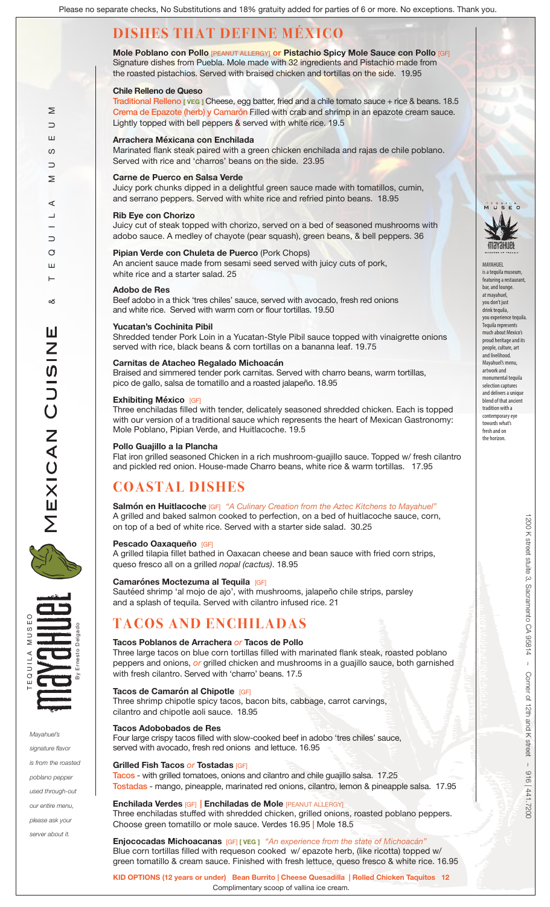Please no separate checks, No Substitutions and 18% gratuity added for parties of 6 or more. No exceptions. Thank you.

# DISHES THAT DEFINE MÉXICO

**Mole Poblano con Pollo** [PEANUT ALLERGY] **or Pistachio Spicy Mole Sauce con Pollo** [GF]
Signature dishes from Puebla. Mole made with 32 ingredients and Pistachio made from the roasted pistachios. Served with braised chicken and tortillas on the side. 19.95

**Chile Relleno de Queso**
Traditional Relleno [ VEG ] Cheese, egg batter, fried and a chile tomato sauce + rice & beans. 18.5
Crema de Epazote (herb) y Camarón Filled with crab and shrimp in an epazote cream sauce. Lightly topped with bell peppers & served with white rice. 19.5

**Arrachera Méxicana con Enchilada**
Marinated flank steak paired with a green chicken enchilada and rajas de chile poblano. Served with rice and 'charros' beans on the side. 23.95

**Carne de Puerco en Salsa Verde**
Juicy pork chunks dipped in a delightful green sauce made with tomatillos, cumin, and serrano peppers. Served with white rice and refried pinto beans. 18.95

**Rib Eye con Chorizo**
Juicy cut of steak topped with chorizo, served on a bed of seasoned mushrooms with adobo sauce. A medley of chayote (pear squash), green beans, & bell peppers. 36

**Pipian Verde con Chuleta de Puerco** (Pork Chops)
An ancient sauce made from sesami seed served with juicy cuts of pork, white rice and a starter salad. 25

**Adobo de Res**
Beef adobo in a thick 'tres chiles' sauce, served with avocado, fresh red onions and white rice. Served with warm corn or flour tortillas. 19.50

**Yucatan's Cochinita Pibil**
Shredded tender Pork Loin in a Yucatan-Style Pibil sauce topped with vinaigrette onions served with rice, black beans & corn tortillas on a banana leaf. 19.75

**Carnitas de Atacheo Regalado Michoacán**
Braised and simmered tender pork carnitas. Served with charro beans, warm tortillas, pico de gallo, salsa de tomatillo and a roasted jalapeño. 18.95

**Exhibiting México** [GF]
Three enchiladas filled with tender, delicately seasoned shredded chicken. Each is topped with our version of a traditional sauce which represents the heart of Mexican Gastronomy: Mole Poblano, Pipian Verde, and Huitlacoche. 19.5

**Pollo Guajillo a la Plancha**
Flat iron grilled seasoned Chicken in a rich mushroom-guajillo sauce. Topped w/ fresh cilantro and pickled red onion. House-made Charro beans, white rice & warm tortillas. 17.95

# COASTAL DISHES

**Salmón en Huitlacoche** [GF] *"A Culinary Creation from the Aztec Kitchens to Mayahuel"*
A grilled and baked salmon cooked to perfection, on a bed of huitlacoche sauce, corn, on top of a bed of white rice. Served with a starter side salad. 30.25

**Pescado Oaxaqueño** [GF]
A grilled tilapia fillet bathed in Oaxacan cheese and bean sauce with fried corn strips, queso fresco all on a grilled *nopal (cactus)*. 18.95

**Camarónes Moctezuma al Tequila** [GF]
Sautéed shrimp 'al mojo de ajo', with mushrooms, jalapeño chile strips, parsley and a splash of tequila. Served with cilantro infused rice. 21

# TACOS AND ENCHILADAS

**Tacos Poblanos de Arrachera** *or* **Tacos de Pollo**
Three large tacos on blue corn tortillas filled with marinated flank steak, roasted poblano peppers and onions, *or* grilled chicken and mushrooms in a guajillo sauce, both garnished with fresh cilantro. Served with 'charro' beans. 17.5

**Tacos de Camarón al Chipotle** [GF]
Three shrimp chipotle spicy tacos, bacon bits, cabbage, carrot carvings, cilantro and chipotle aoli sauce. 18.95

**Tacos Adobobados de Res**
Four large crispy tacos filled with slow-cooked beef in adobo 'tres chiles' sauce, served with avocado, fresh red onions and lettuce. 16.95

**Grilled Fish Tacos** *or* **Tostadas** [GF]
Tacos - with grilled tomatoes, onions and cilantro and chile guajillo salsa. 17.25
Tostadas - mango, pineapple, marinated red onions, cilantro, lemon & pineapple salsa. 17.95

**Enchilada Verdes** [GF] | **Enchiladas de Mole** [PEANUT ALLERGY]
Three enchiladas stuffed with shredded chicken, grilled onions, roasted poblano peppers. Choose green tomatillo or mole sauce. Verdes 16.95 | Mole 18.5

**Enjococadas Michoacanas** [GF] [ VEG ] *"An experience from the state of Michoacán"*
Blue corn tortillas filled with requeson cooked w/ epazote herb, (like ricotta) topped w/ green tomatillo & cream sauce. Finished with fresh lettuce, queso fresco & white rice. 16.95

**KID OPTIONS (12 years or under) Bean Burrito | Cheese Quesadilla | Rolled Chicken Taquitos 12**
Complimentary scoop of vallina ice cream.

MEXICAN CUISINE & TEQUILA MUSEUM

TEQUILA MUSEO mayahuel By Ernesto Delgado

*Mayahuel's signature flavor is from the roasted poblano pepper used through-out our entire menu, please ask your server about it.*

MAYAHUEL is a tequila museum, featuring a restaurant, bar, and lounge. at mayahuel, you don't just drink tequila, you experience tequila. Tequila represents much about Mexico's proud heritage and its people, culture, art and livelihood. Mayahuel's menu, artwork and monumental tequila selection captures and delivers a unique blend of that ancient tradition with a contemporary eye towards what's fresh and on the horizon.

1200 K street suite 3, Sacramento CA 95814 ~ Corner of 12th and K street ~ 916 | 441.7200